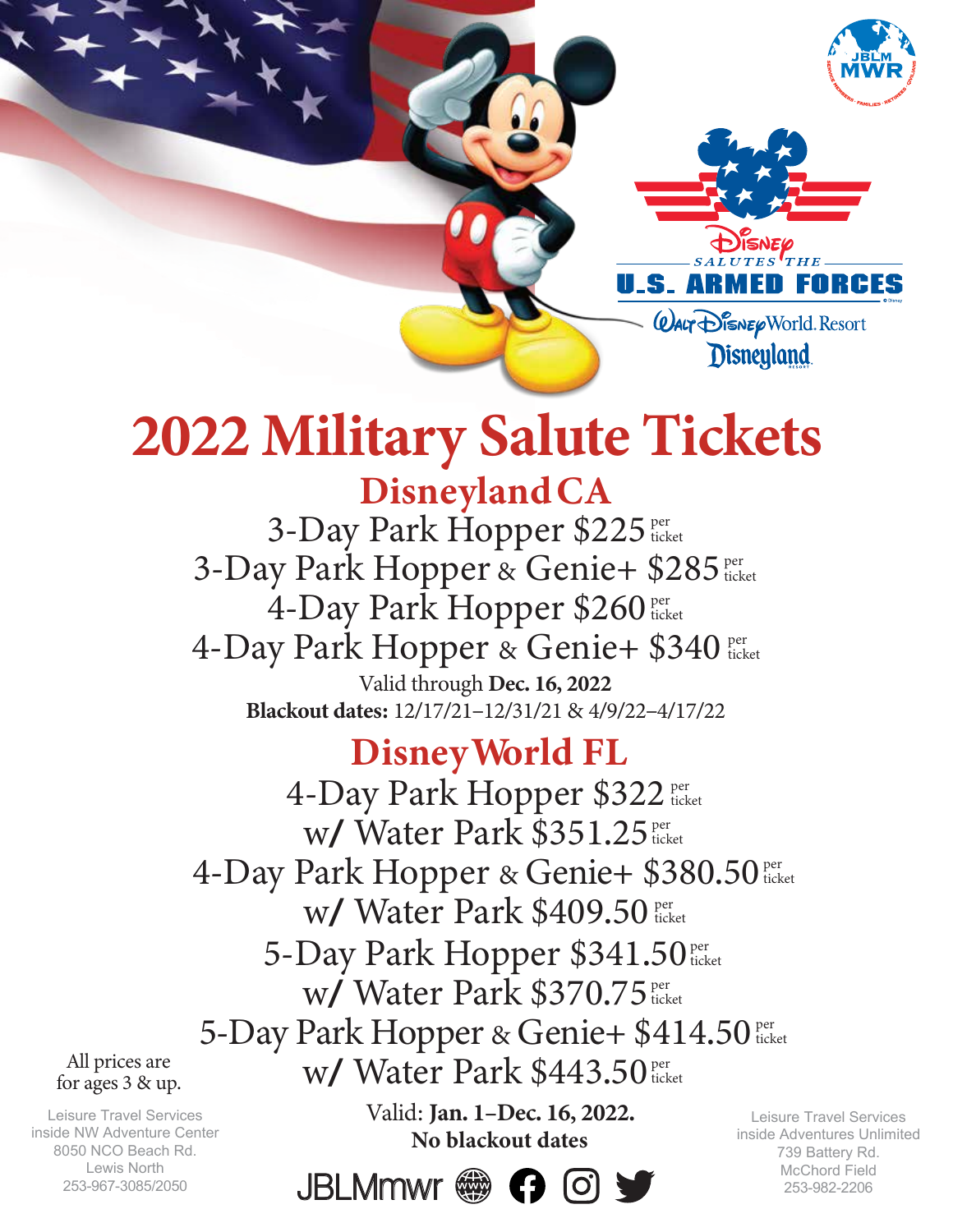JBLM MWR

Disney Salutes the U.S. Armed Forces

Walt Disney World Resort

Disneyland Resort

# 2022 Military Salute Tickets

## Disneyland CA

3-Day Park Hopper $225 per ticket

3-Day Park Hopper & Genie+ $285 per ticket

4-Day Park Hopper $260 per ticket

4-Day Park Hopper & Genie+ $340 per ticket

Valid through **Dec. 16, 2022**

**Blackout dates:** 12/17/21–12/31/21 & 4/9/22–4/17/22

## Disney World FL

4-Day Park Hopper $322 per ticket

w/ Water Park $351.25 per ticket

4-Day Park Hopper & Genie+ $380.50 per ticket

w/ Water Park $409.50 per ticket

5-Day Park Hopper $341.50 per ticket

w/ Water Park $370.75 per ticket

5-Day Park Hopper & Genie+ $414.50 per ticket

w/ Water Park $443.50 per ticket

Valid: **Jan. 1–Dec. 16, 2022.**

**No blackout dates**

All prices are for ages 3 & up.

Leisure Travel Services
inside NW Adventure Center
8050 NCO Beach Rd.
Lewis North
253-967-3085/2050

Leisure Travel Services
inside Adventures Unlimited
739 Battery Rd.
McChord Field
253-982-2206

JBLMmwr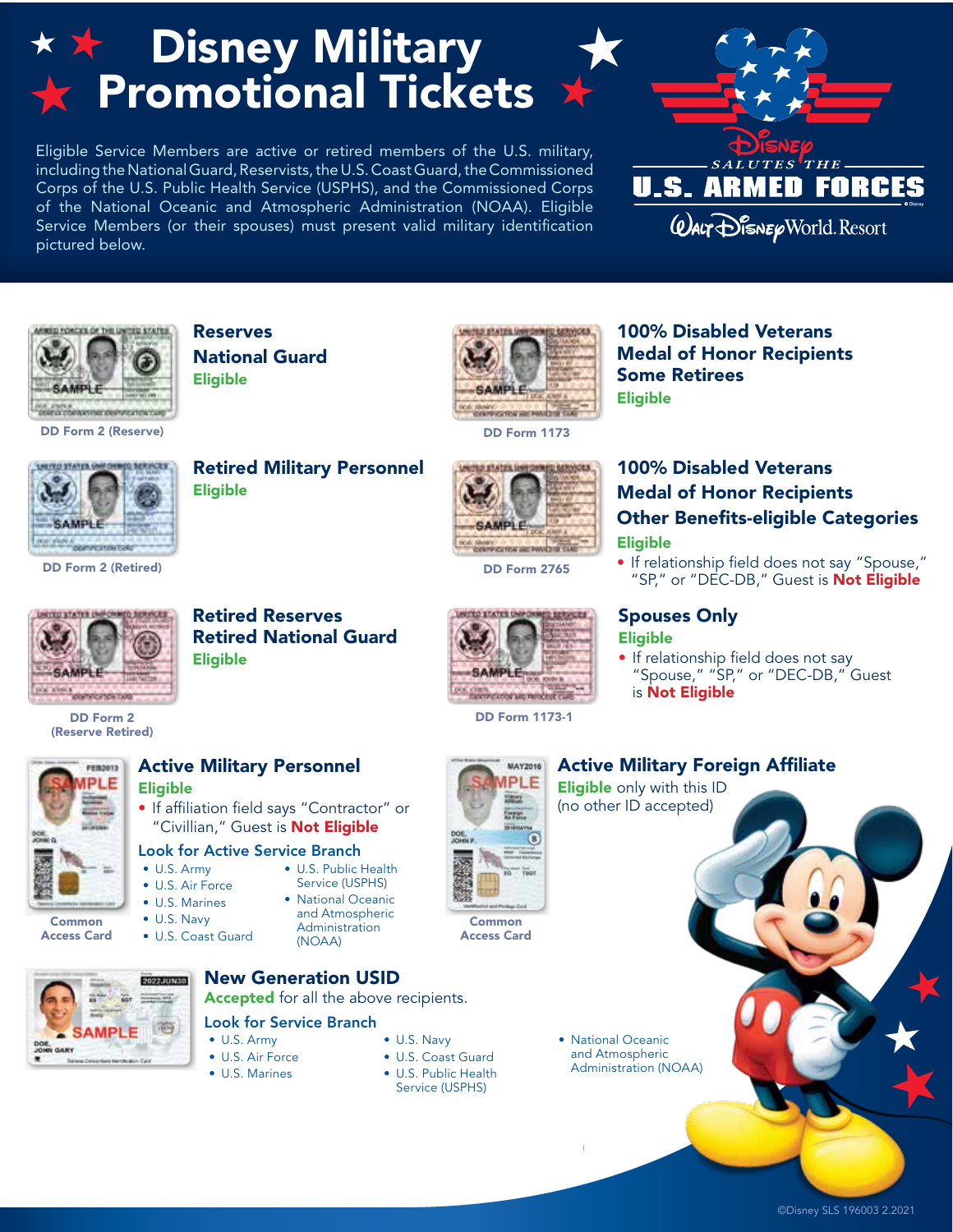# Disney Military Promotional Tickets

Eligible Service Members are active or retired members of the U.S. military, including the National Guard, Reservists, the U.S. Coast Guard, the Commissioned Corps of the U.S. Public Health Service (USPHS), and the Commissioned Corps of the National Oceanic and Atmospheric Administration (NOAA). Eligible Service Members (or their spouses) must present valid military identification pictured below.

Disney Salutes the U.S. Armed Forces

Walt Disney World Resort

DD Form 2 (Reserve)

### Reserves
### National Guard
**Eligible**

DD Form 1173

### 100% Disabled Veterans
### Medal of Honor Recipients
### Some Retirees
**Eligible**

DD Form 2 (Retired)

### Retired Military Personnel
**Eligible**

DD Form 2765

### 100% Disabled Veterans
### Medal of Honor Recipients
### Other Benefits-eligible Categories
**Eligible**

- If relationship field does not say "Spouse," "SP," or "DEC-DB," Guest is **Not Eligible**

DD Form 2 (Reserve Retired)

### Retired Reserves
### Retired National Guard
**Eligible**

DD Form 1173-1

### Spouses Only
**Eligible**

- If relationship field does not say "Spouse," "SP," or "DEC-DB," Guest is **Not Eligible**

Common Access Card

### Active Military Personnel
**Eligible**

- If affiliation field says "Contractor" or "Civilian," Guest is **Not Eligible**

**Look for Active Service Branch**

- U.S. Army
- U.S. Air Force
- U.S. Marines
- U.S. Navy
- U.S. Coast Guard
- U.S. Public Health Service (USPHS)
- National Oceanic and Atmospheric Administration (NOAA)

Common Access Card

### Active Military Foreign Affiliate
**Eligible** only with this ID (no other ID accepted)

### New Generation USID
**Accepted** for all the above recipients.

**Look for Service Branch**

- U.S. Army
- U.S. Air Force
- U.S. Marines
- U.S. Navy
- U.S. Coast Guard
- U.S. Public Health Service (USPHS)
- National Oceanic and Atmospheric Administration (NOAA)

©Disney SLS 196003 2.2021